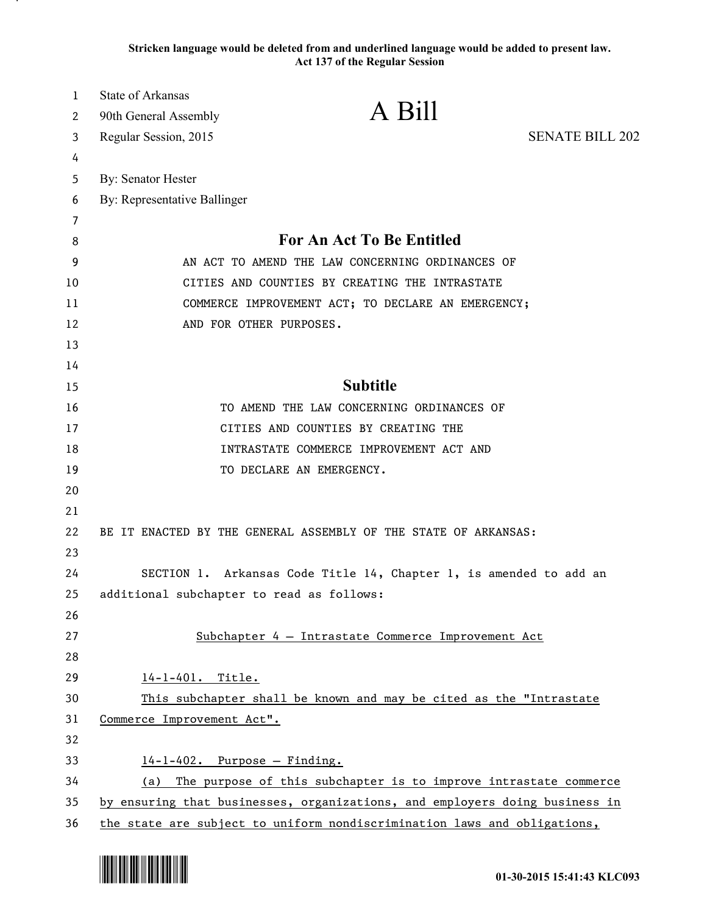Stricken language would be deleted from and underlined language would be added to present law.
Act 137 of the Regular Session

State of Arkansas
90th General Assembly
Regular Session, 2015

# A Bill

SENATE BILL 202

By: Senator Hester
By: Representative Ballinger

## For An Act To Be Entitled

AN ACT TO AMEND THE LAW CONCERNING ORDINANCES OF CITIES AND COUNTIES BY CREATING THE INTRASTATE COMMERCE IMPROVEMENT ACT; TO DECLARE AN EMERGENCY; AND FOR OTHER PURPOSES.

## Subtitle

TO AMEND THE LAW CONCERNING ORDINANCES OF CITIES AND COUNTIES BY CREATING THE INTRASTATE COMMERCE IMPROVEMENT ACT AND TO DECLARE AN EMERGENCY.

BE IT ENACTED BY THE GENERAL ASSEMBLY OF THE STATE OF ARKANSAS:

SECTION 1. Arkansas Code Title 14, Chapter 1, is amended to add an additional subchapter to read as follows:

Subchapter 4 — Intrastate Commerce Improvement Act

14-1-401. Title.

This subchapter shall be known and may be cited as the "Intrastate Commerce Improvement Act".

14-1-402. Purpose — Finding.

(a) The purpose of this subchapter is to improve intrastate commerce by ensuring that businesses, organizations, and employers doing business in the state are subject to uniform nondiscrimination laws and obligations,

01-30-2015 15:41:43 KLC093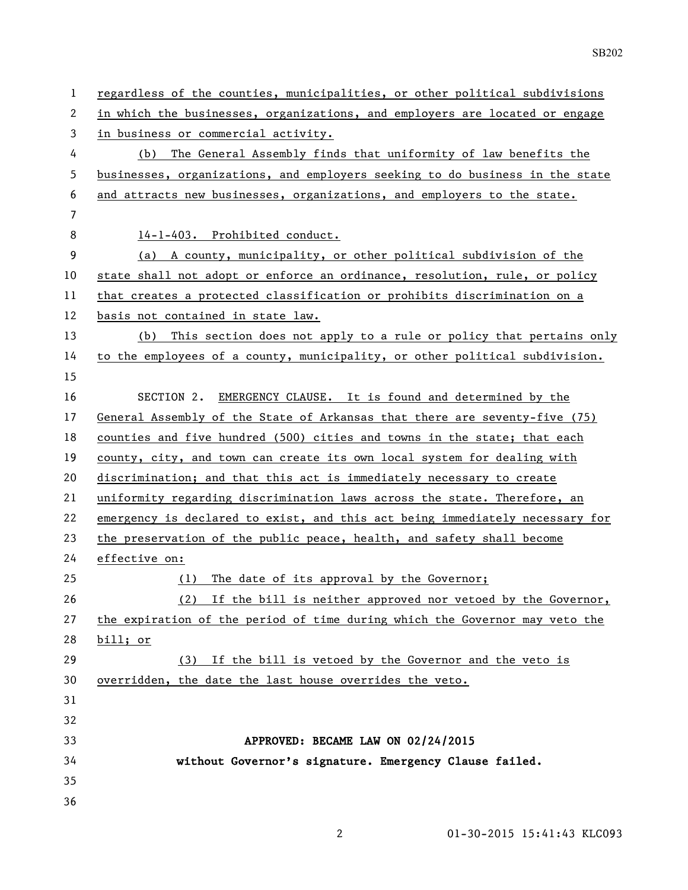regardless of the counties, municipalities, or other political subdivisions in which the businesses, organizations, and employers are located or engage in business or commercial activity.

(b) The General Assembly finds that uniformity of law benefits the businesses, organizations, and employers seeking to do business in the state and attracts new businesses, organizations, and employers to the state.

14-1-403. Prohibited conduct.

(a) A county, municipality, or other political subdivision of the state shall not adopt or enforce an ordinance, resolution, rule, or policy that creates a protected classification or prohibits discrimination on a basis not contained in state law.

(b) This section does not apply to a rule or policy that pertains only to the employees of a county, municipality, or other political subdivision.

SECTION 2. EMERGENCY CLAUSE. It is found and determined by the General Assembly of the State of Arkansas that there are seventy-five (75) counties and five hundred (500) cities and towns in the state; that each county, city, and town can create its own local system for dealing with discrimination; and that this act is immediately necessary to create uniformity regarding discrimination laws across the state. Therefore, an emergency is declared to exist, and this act being immediately necessary for the preservation of the public peace, health, and safety shall become effective on:

(1) The date of its approval by the Governor;

(2) If the bill is neither approved nor vetoed by the Governor, the expiration of the period of time during which the Governor may veto the bill; or

(3) If the bill is vetoed by the Governor and the veto is overridden, the date the last house overrides the veto.

**APPROVED: BECAME LAW ON 02/24/2015**

**without Governor's signature. Emergency Clause failed.**